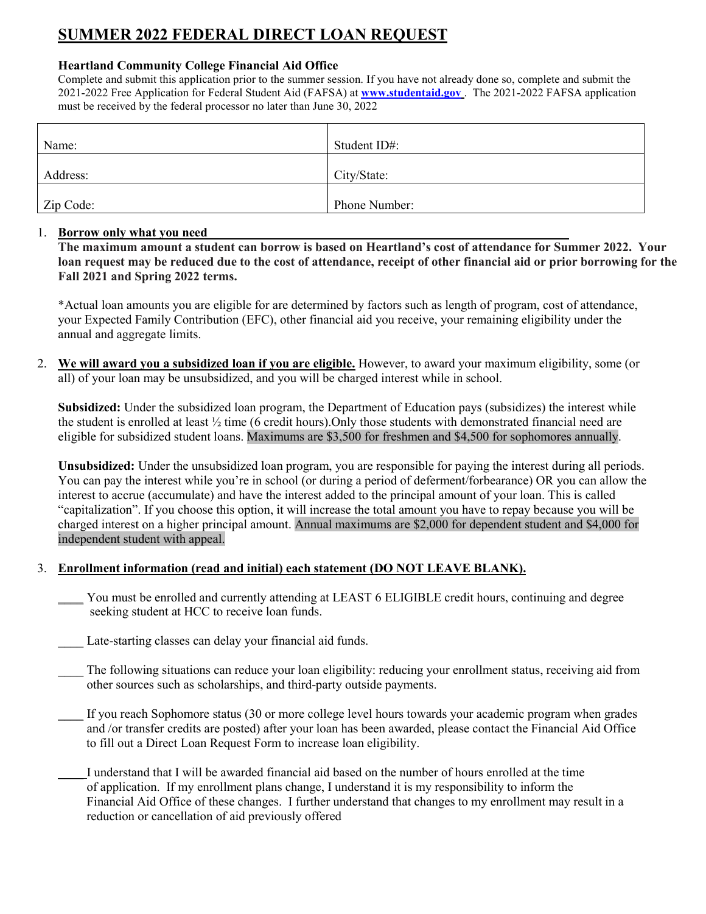# SUMMER 2022 FEDERAL DIRECT LOAN REQUEST

**Heartland Community College Financial Aid Office**

Complete and submit this application prior to the summer session. If you have not already done so, complete and submit the 2021-2022 Free Application for Federal Student Aid (FAFSA) at **www.studentaid.gov** . The 2021-2022 FAFSA application must be received by the federal processor no later than June 30, 2022

| Name: | Student ID#: |
|---|---|
| Address: | City/State: |
| Zip Code: | Phone Number: |

1. **Borrow only what you need**

   **The maximum amount a student can borrow is based on Heartland's cost of attendance for Summer 2022. Your loan request may be reduced due to the cost of attendance, receipt of other financial aid or prior borrowing for the Fall 2021 and Spring 2022 terms.**

   *Actual loan amounts you are eligible for are determined by factors such as length of program, cost of attendance, your Expected Family Contribution (EFC), other financial aid you receive, your remaining eligibility under the annual and aggregate limits.

2. **We will award you a subsidized loan if you are eligible.** However, to award your maximum eligibility, some (or all) of your loan may be unsubsidized, and you will be charged interest while in school.

   **Subsidized:** Under the subsidized loan program, the Department of Education pays (subsidizes) the interest while the student is enrolled at least ½ time (6 credit hours).Only those students with demonstrated financial need are eligible for subsidized student loans. Maximums are $3,500 for freshmen and $4,500 for sophomores annually.

   **Unsubsidized:** Under the unsubsidized loan program, you are responsible for paying the interest during all periods. You can pay the interest while you're in school (or during a period of deferment/forbearance) OR you can allow the interest to accrue (accumulate) and have the interest added to the principal amount of your loan. This is called "capitalization". If you choose this option, it will increase the total amount you have to repay because you will be charged interest on a higher principal amount. Annual maximums are $2,000 for dependent student and $4,000 for independent student with appeal.

3. **Enrollment information (read and initial) each statement (DO NOT LEAVE BLANK).**

   ____ You must be enrolled and currently attending at LEAST 6 ELIGIBLE credit hours, continuing and degree seeking student at HCC to receive loan funds.

   ____ Late-starting classes can delay your financial aid funds.

   ____ The following situations can reduce your loan eligibility: reducing your enrollment status, receiving aid from other sources such as scholarships, and third-party outside payments.

   ____ If you reach Sophomore status (30 or more college level hours towards your academic program when grades and /or transfer credits are posted) after your loan has been awarded, please contact the Financial Aid Office to fill out a Direct Loan Request Form to increase loan eligibility.

   ____ I understand that I will be awarded financial aid based on the number of hours enrolled at the time of application. If my enrollment plans change, I understand it is my responsibility to inform the Financial Aid Office of these changes. I further understand that changes to my enrollment may result in a reduction or cancellation of aid previously offered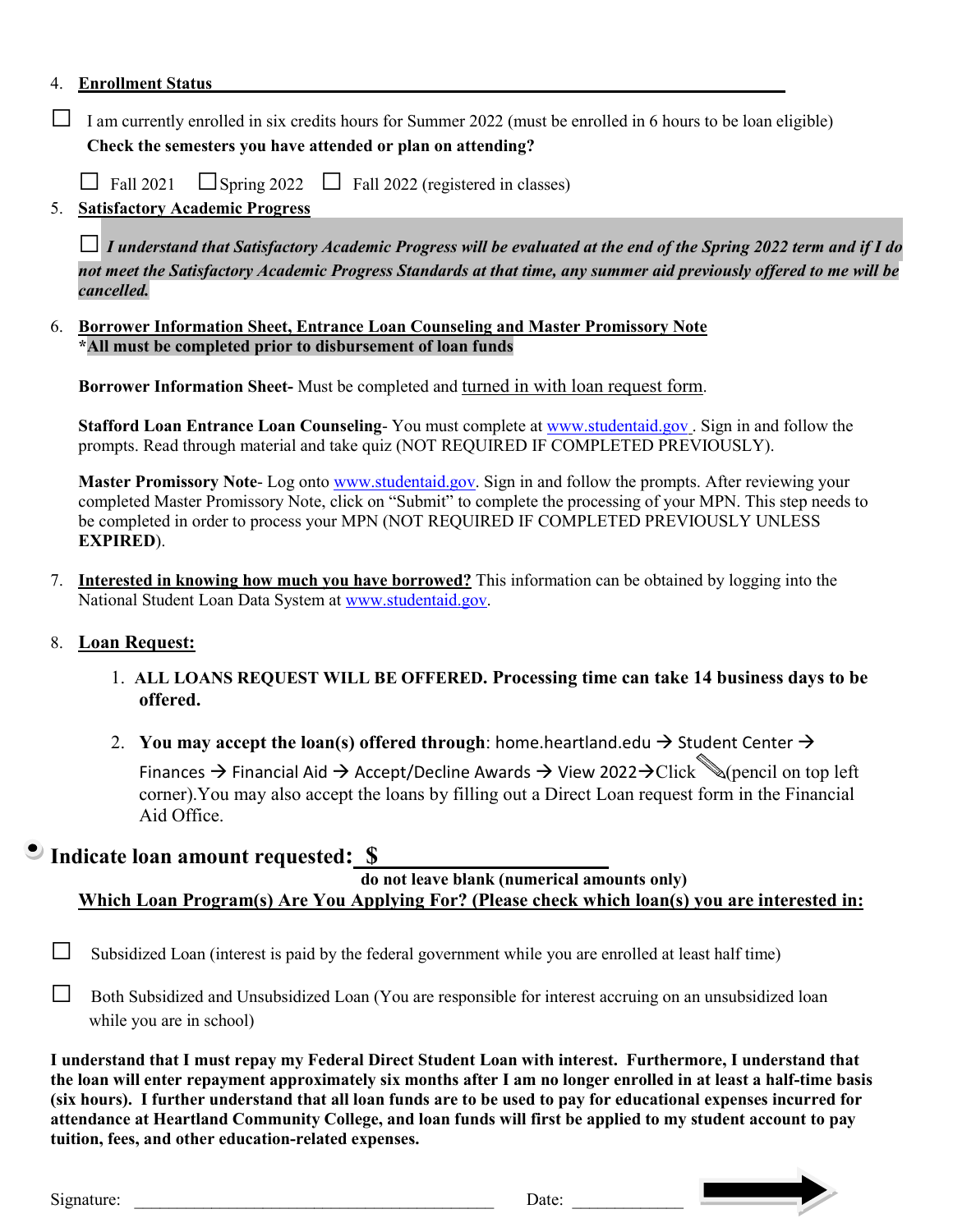4. **Enrollment Status**

☐ I am currently enrolled in six credits hours for Summer 2022 (must be enrolled in 6 hours to be loan eligible)

**Check the semesters you have attended or plan on attending?**

☐ Fall 2021 ☐ Spring 2022 ☐ Fall 2022 (registered in classes)

5. **Satisfactory Academic Progress**

☐ ***I understand that Satisfactory Academic Progress will be evaluated at the end of the Spring 2022 term and if I do not meet the Satisfactory Academic Progress Standards at that time, any summer aid previously offered to me will be cancelled.***

6. **Borrower Information Sheet, Entrance Loan Counseling and Master Promissory Note**
   ***All must be completed prior to disbursement of loan funds**

   **Borrower Information Sheet-** Must be completed and turned in with loan request form.

   **Stafford Loan Entrance Loan Counseling**- You must complete at www.studentaid.gov . Sign in and follow the prompts. Read through material and take quiz (NOT REQUIRED IF COMPLETED PREVIOUSLY).

   **Master Promissory Note**- Log onto www.studentaid.gov. Sign in and follow the prompts. After reviewing your completed Master Promissory Note, click on "Submit" to complete the processing of your MPN. This step needs to be completed in order to process your MPN (NOT REQUIRED IF COMPLETED PREVIOUSLY UNLESS **EXPIRED**).

7. **Interested in knowing how much you have borrowed?** This information can be obtained by logging into the National Student Loan Data System at www.studentaid.gov.

8. **Loan Request:**

   1. **ALL LOANS REQUEST WILL BE OFFERED. Processing time can take 14 business days to be offered.**

   2. **You may accept the loan(s) offered through**: home.heartland.edu → Student Center → Finances → Financial Aid → Accept/Decline Awards → View 2022→Click ✎(pencil on top left corner).You may also accept the loans by filling out a Direct Loan request form in the Financial Aid Office.

- **Indicate loan amount requested: $ ____________________**
  **do not leave blank (numerical amounts only)**

**Which Loan Program(s) Are You Applying For? (Please check which loan(s) you are interested in:**

☐ Subsidized Loan (interest is paid by the federal government while you are enrolled at least half time)

☐ Both Subsidized and Unsubsidized Loan (You are responsible for interest accruing on an unsubsidized loan while you are in school)

**I understand that I must repay my Federal Direct Student Loan with interest. Furthermore, I understand that the loan will enter repayment approximately six months after I am no longer enrolled in at least a half-time basis (six hours). I further understand that all loan funds are to be used to pay for educational expenses incurred for attendance at Heartland Community College, and loan funds will first be applied to my student account to pay tuition, fees, and other education-related expenses.**

Signature: ________________________________________ Date: ____________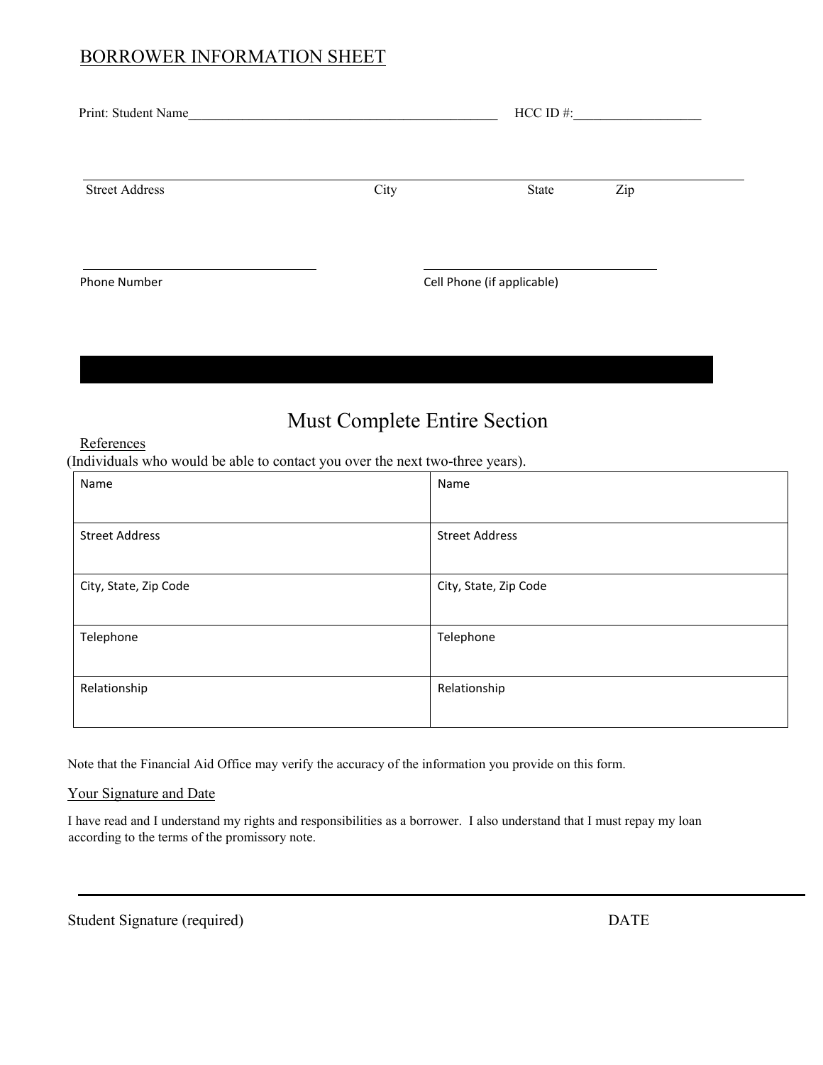# BORROWER INFORMATION SHEET

Print: Student Name_______________________________________________ HCC ID #:___________________

_____________________________________________________________________________________

Street Address City State Zip

_________________________________ _________________________________

Phone Number Cell Phone (if applicable)

## Must Complete Entire Section

References

(Individuals who would be able to contact you over the next two-three years).

| | |
|---|---|
| Name | Name |
| Street Address | Street Address |
| City, State, Zip Code | City, State, Zip Code |
| Telephone | Telephone |
| Relationship | Relationship |

Note that the Financial Aid Office may verify the accuracy of the information you provide on this form.

Your Signature and Date

I have read and I understand my rights and responsibilities as a borrower. I also understand that I must repay my loan according to the terms of the promissory note.

_____________________________________________________________________________________

Student Signature (required) DATE